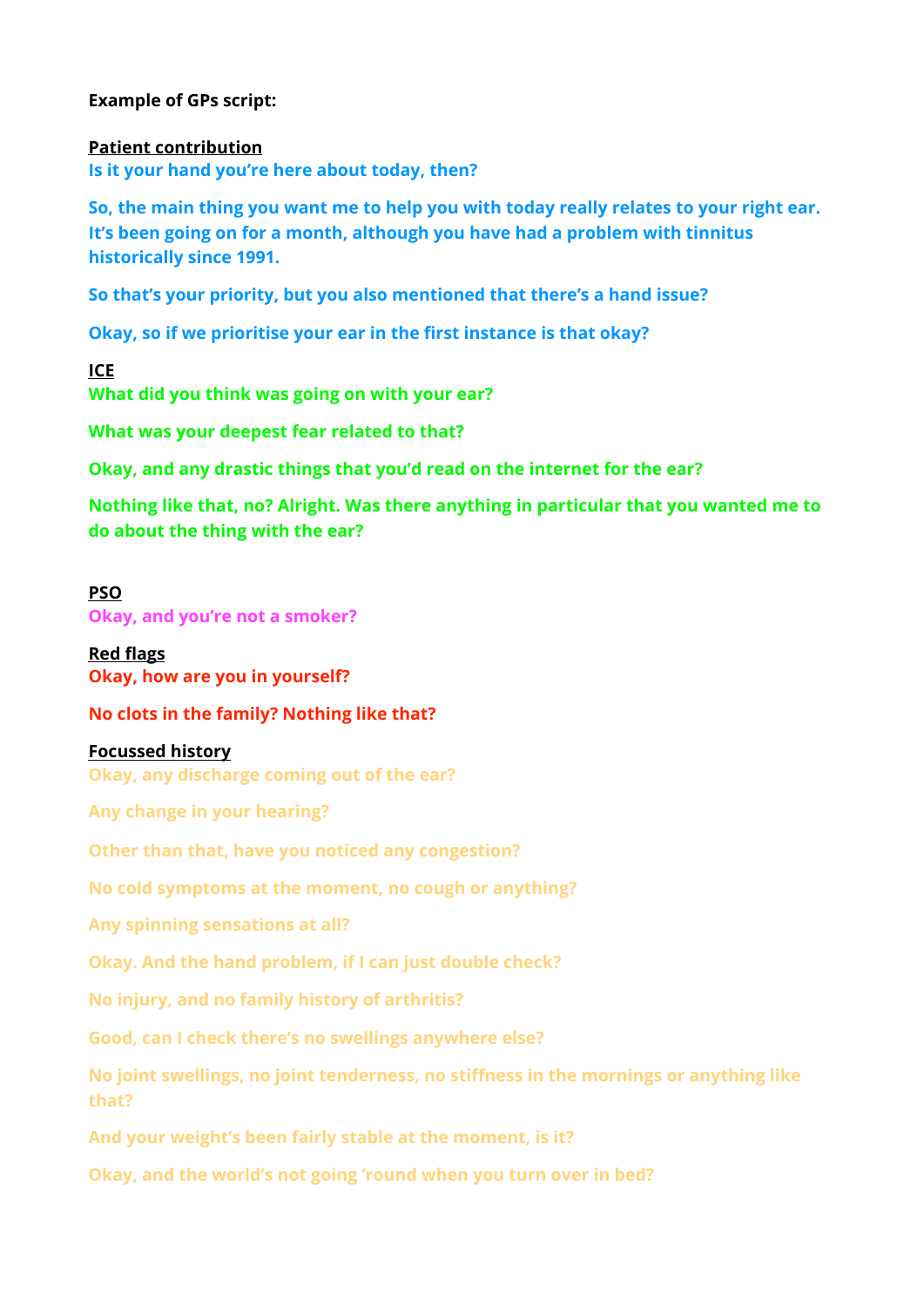**Example of GPs script:**

**Patient contribution**

**Is it your hand you're here about today, then?**

**So, the main thing you want me to help you with today really relates to your right ear. It's been going on for a month, although you have had a problem with tinnitus historically since 1991.**

**So that's your priority, but you also mentioned that there's a hand issue?**

**Okay, so if we prioritise your ear in the first instance is that okay?**

**ICE**

**What did you think was going on with your ear?**

**What was your deepest fear related to that?**

**Okay, and any drastic things that you'd read on the internet for the ear?**

**Nothing like that, no? Alright. Was there anything in particular that you wanted me to do about the thing with the ear?**

**PSO**

**Okay, and you're not a smoker?**

**Red flags**

**Okay, how are you in yourself?**

**No clots in the family? Nothing like that?**

**Focussed history**

**Okay, any discharge coming out of the ear?**

**Any change in your hearing?**

**Other than that, have you noticed any congestion?**

**No cold symptoms at the moment, no cough or anything?**

**Any spinning sensations at all?**

**Okay. And the hand problem, if I can just double check?**

**No injury, and no family history of arthritis?**

**Good, can I check there's no swellings anywhere else?**

**No joint swellings, no joint tenderness, no stiffness in the mornings or anything like that?**

**And your weight's been fairly stable at the moment, is it?**

**Okay, and the world's not going 'round when you turn over in bed?**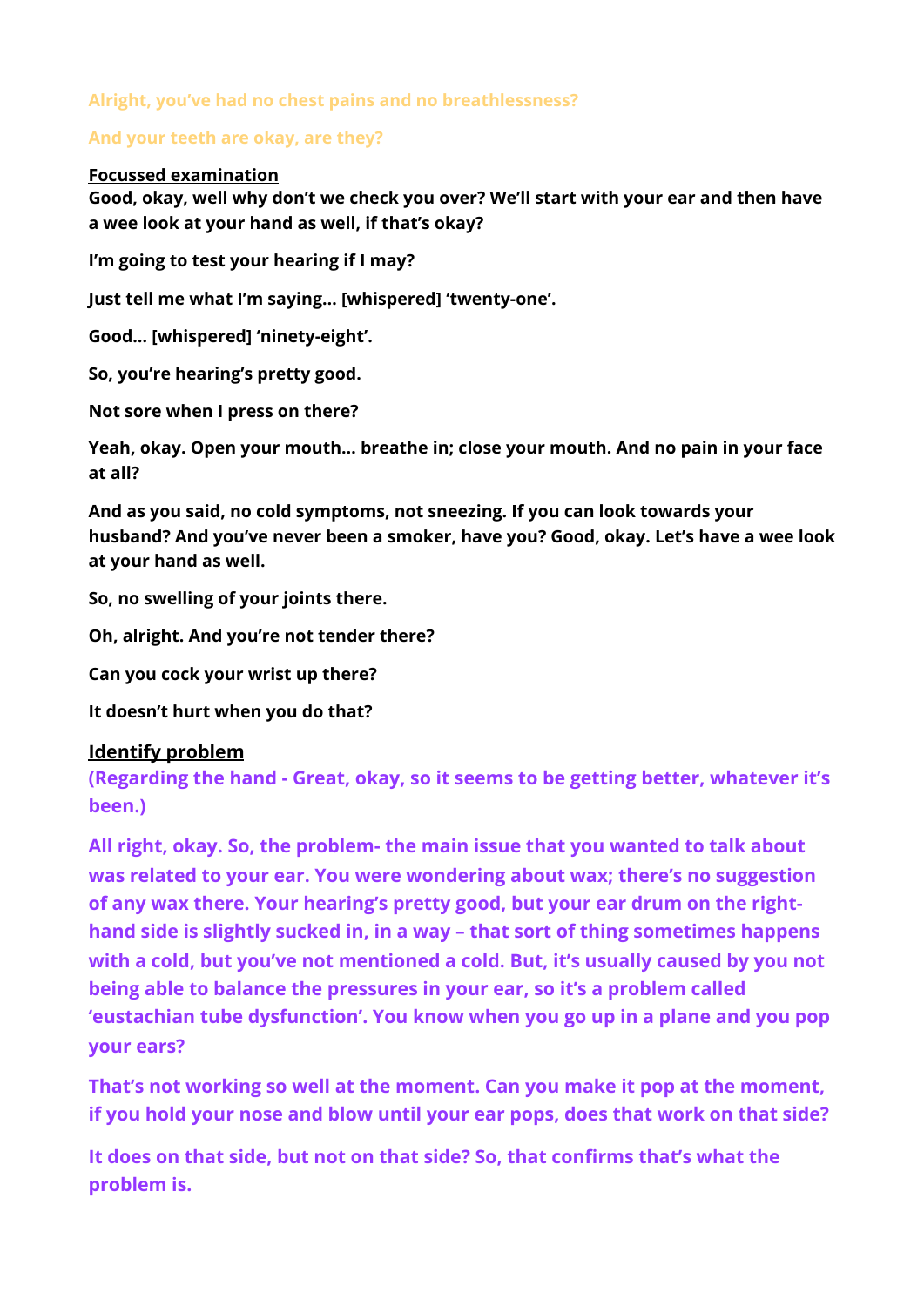Alright, you've had no chest pains and no breathlessness?

And your teeth are okay, are they?

**Focussed examination**

**Good, okay, well why don't we check you over? We'll start with your ear and then have a wee look at your hand as well, if that's okay?**

**I'm going to test your hearing if I may?**

**Just tell me what I'm saying... [whispered] 'twenty-one'.**

**Good... [whispered] 'ninety-eight'.**

**So, you're hearing's pretty good.**

**Not sore when I press on there?**

**Yeah, okay. Open your mouth... breathe in; close your mouth. And no pain in your face at all?**

**And as you said, no cold symptoms, not sneezing. If you can look towards your husband? And you've never been a smoker, have you? Good, okay. Let's have a wee look at your hand as well.**

**So, no swelling of your joints there.**

**Oh, alright. And you're not tender there?**

**Can you cock your wrist up there?**

**It doesn't hurt when you do that?**

**Identify problem**

**(Regarding the hand - Great, okay, so it seems to be getting better, whatever it's been.)**

**All right, okay. So, the problem- the main issue that you wanted to talk about was related to your ear. You were wondering about wax; there's no suggestion of any wax there. Your hearing's pretty good, but your ear drum on the right-hand side is slightly sucked in, in a way – that sort of thing sometimes happens with a cold, but you've not mentioned a cold. But, it's usually caused by you not being able to balance the pressures in your ear, so it's a problem called 'eustachian tube dysfunction'. You know when you go up in a plane and you pop your ears?**

**That's not working so well at the moment. Can you make it pop at the moment, if you hold your nose and blow until your ear pops, does that work on that side?**

**It does on that side, but not on that side? So, that confirms that's what the problem is.**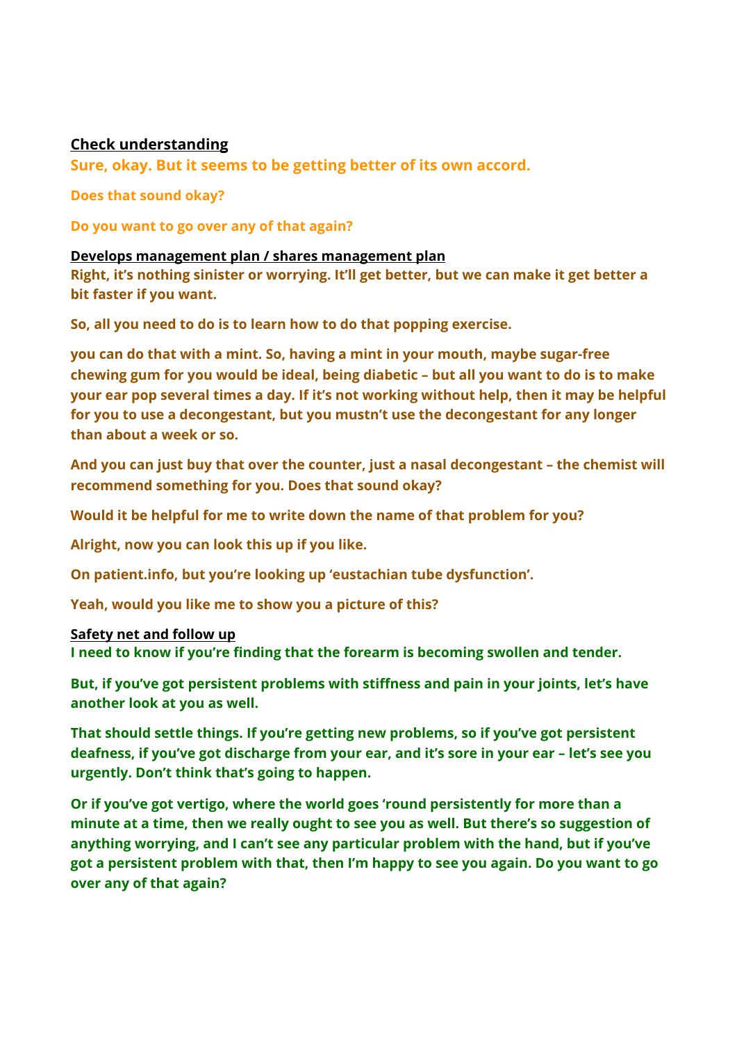**Check understanding**

**Sure, okay. But it seems to be getting better of its own accord.**

**Does that sound okay?**

**Do you want to go over any of that again?**

**Develops management plan / shares management plan**

**Right, it's nothing sinister or worrying. It'll get better, but we can make it get better a bit faster if you want.**

**So, all you need to do is to learn how to do that popping exercise.**

**you can do that with a mint. So, having a mint in your mouth, maybe sugar-free chewing gum for you would be ideal, being diabetic – but all you want to do is to make your ear pop several times a day. If it's not working without help, then it may be helpful for you to use a decongestant, but you mustn't use the decongestant for any longer than about a week or so.**

**And you can just buy that over the counter, just a nasal decongestant – the chemist will recommend something for you. Does that sound okay?**

**Would it be helpful for me to write down the name of that problem for you?**

**Alright, now you can look this up if you like.**

**On patient.info, but you're looking up 'eustachian tube dysfunction'.**

**Yeah, would you like me to show you a picture of this?**

**Safety net and follow up**

**I need to know if you're finding that the forearm is becoming swollen and tender.**

**But, if you've got persistent problems with stiffness and pain in your joints, let's have another look at you as well.**

**That should settle things. If you're getting new problems, so if you've got persistent deafness, if you've got discharge from your ear, and it's sore in your ear – let's see you urgently. Don't think that's going to happen.**

**Or if you've got vertigo, where the world goes 'round persistently for more than a minute at a time, then we really ought to see you as well. But there's so suggestion of anything worrying, and I can't see any particular problem with the hand, but if you've got a persistent problem with that, then I'm happy to see you again. Do you want to go over any of that again?**